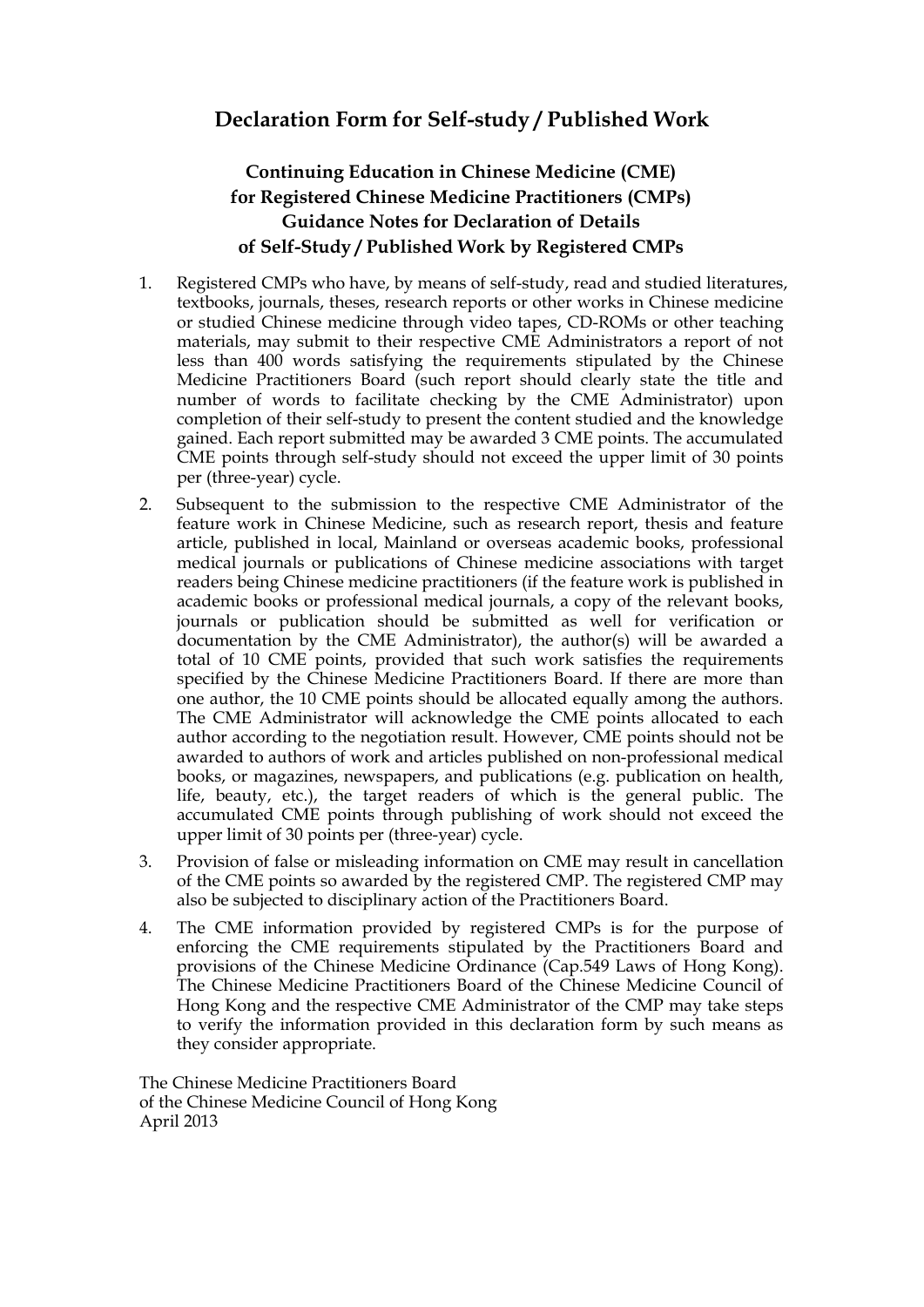# Declaration Form for Self-study / Published Work

## Continuing Education in Chinese Medicine (CME) for Registered Chinese Medicine Practitioners (CMPs) Guidance Notes for Declaration of Details of Self-Study / Published Work by Registered CMPs

1. Registered CMPs who have, by means of self-study, read and studied literatures, textbooks, journals, theses, research reports or other works in Chinese medicine or studied Chinese medicine through video tapes, CD-ROMs or other teaching materials, may submit to their respective CME Administrators a report of not less than 400 words satisfying the requirements stipulated by the Chinese Medicine Practitioners Board (such report should clearly state the title and number of words to facilitate checking by the CME Administrator) upon completion of their self-study to present the content studied and the knowledge gained. Each report submitted may be awarded 3 CME points. The accumulated CME points through self-study should not exceed the upper limit of 30 points per (three-year) cycle.
2. Subsequent to the submission to the respective CME Administrator of the feature work in Chinese Medicine, such as research report, thesis and feature article, published in local, Mainland or overseas academic books, professional medical journals or publications of Chinese medicine associations with target readers being Chinese medicine practitioners (if the feature work is published in academic books or professional medical journals, a copy of the relevant books, journals or publication should be submitted as well for verification or documentation by the CME Administrator), the author(s) will be awarded a total of 10 CME points, provided that such work satisfies the requirements specified by the Chinese Medicine Practitioners Board. If there are more than one author, the 10 CME points should be allocated equally among the authors. The CME Administrator will acknowledge the CME points allocated to each author according to the negotiation result. However, CME points should not be awarded to authors of work and articles published on non-professional medical books, or magazines, newspapers, and publications (e.g. publication on health, life, beauty, etc.), the target readers of which is the general public. The accumulated CME points through publishing of work should not exceed the upper limit of 30 points per (three-year) cycle.
3. Provision of false or misleading information on CME may result in cancellation of the CME points so awarded by the registered CMP. The registered CMP may also be subjected to disciplinary action of the Practitioners Board.
4. The CME information provided by registered CMPs is for the purpose of enforcing the CME requirements stipulated by the Practitioners Board and provisions of the Chinese Medicine Ordinance (Cap.549 Laws of Hong Kong). The Chinese Medicine Practitioners Board of the Chinese Medicine Council of Hong Kong and the respective CME Administrator of the CMP may take steps to verify the information provided in this declaration form by such means as they consider appropriate.

The Chinese Medicine Practitioners Board
of the Chinese Medicine Council of Hong Kong
April 2013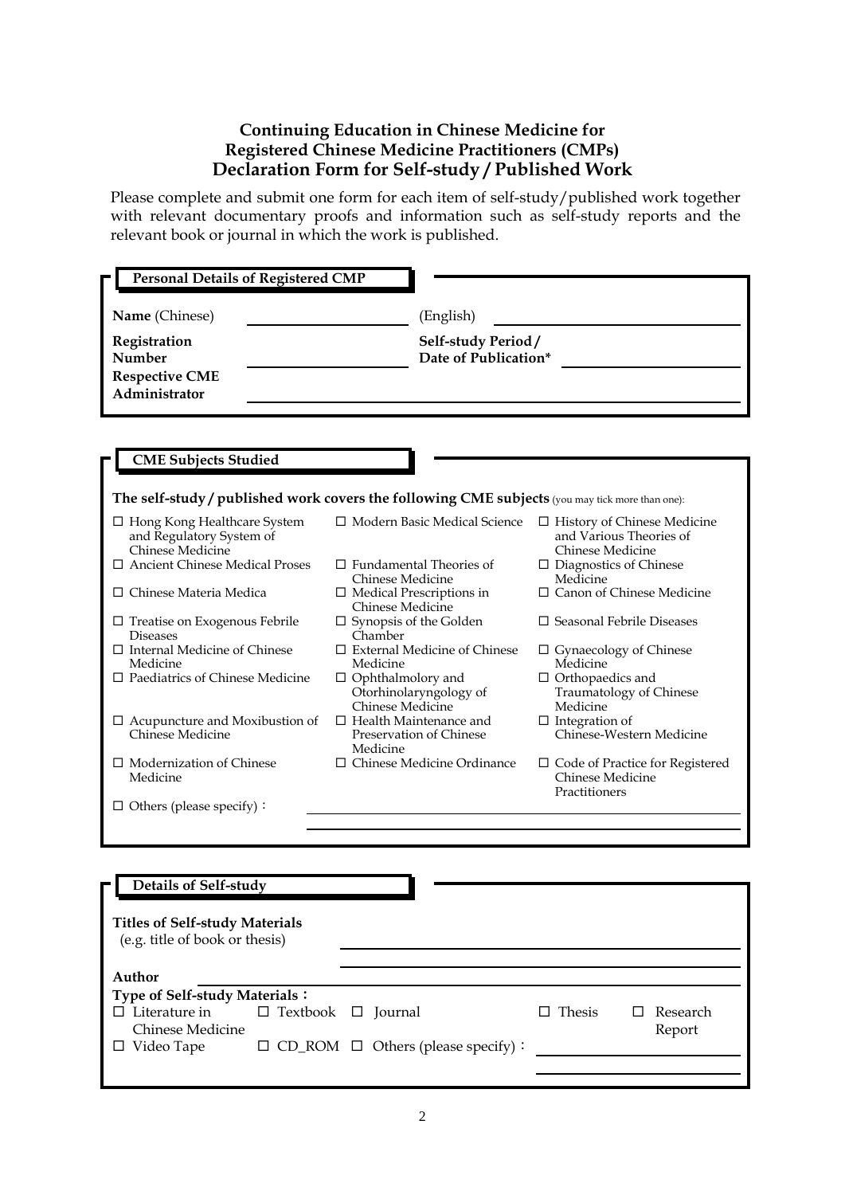## Continuing Education in Chinese Medicine for Registered Chinese Medicine Practitioners (CMPs)
## Declaration Form for Self-study / Published Work

Please complete and submit one form for each item of self-study/published work together with relevant documentary proofs and information such as self-study reports and the relevant book or journal in which the work is published.

### Personal Details of Registered CMP

**Name** (Chinese) \_\_\_\_\_\_\_\_\_\_\_\_\_\_\_\_ (English) \_\_\_\_\_\_\_\_\_\_\_\_\_\_\_\_\_\_\_\_

**Registration Number** \_\_\_\_\_\_\_\_\_\_\_\_\_\_\_\_ **Self-study Period / Date of Publication\*** \_\_\_\_\_\_\_\_\_\_\_\_\_\_\_\_

**Respective CME Administrator** \_\_\_\_\_\_\_\_\_\_\_\_\_\_\_\_\_\_\_\_\_\_\_\_\_\_\_\_\_\_\_\_\_\_\_\_\_\_\_\_

### CME Subjects Studied

**The self-study / published work covers the following CME subjects** (you may tick more than one):

| | | |
|---|---|---|
| ☐ Hong Kong Healthcare System and Regulatory System of Chinese Medicine | ☐ Modern Basic Medical Science | ☐ History of Chinese Medicine and Various Theories of Chinese Medicine |
| ☐ Ancient Chinese Medical Proses | ☐ Fundamental Theories of Chinese Medicine | ☐ Diagnostics of Chinese Medicine |
| ☐ Chinese Materia Medica | ☐ Medical Prescriptions in Chinese Medicine | ☐ Canon of Chinese Medicine |
| ☐ Treatise on Exogenous Febrile Diseases | ☐ Synopsis of the Golden Chamber | ☐ Seasonal Febrile Diseases |
| ☐ Internal Medicine of Chinese Medicine | ☐ External Medicine of Chinese Medicine | ☐ Gynaecology of Chinese Medicine |
| ☐ Paediatrics of Chinese Medicine | ☐ Ophthalmolory and Otorhinolaryngology of Chinese Medicine | ☐ Orthopaedics and Traumatology of Chinese Medicine |
| ☐ Acupuncture and Moxibustion of Chinese Medicine | ☐ Health Maintenance and Preservation of Chinese Medicine | ☐ Integration of Chinese-Western Medicine |
| ☐ Modernization of Chinese Medicine | ☐ Chinese Medicine Ordinance | ☐ Code of Practice for Registered Chinese Medicine Practitioners |

☐ Others (please specify)： \_\_\_\_\_\_\_\_\_\_\_\_\_\_\_\_\_\_\_\_\_\_\_\_\_\_\_\_\_\_\_\_\_\_\_\_\_\_\_\_

### Details of Self-study

**Titles of Self-study Materials** (e.g. title of book or thesis) \_\_\_\_\_\_\_\_\_\_\_\_\_\_\_\_\_\_\_\_\_\_\_\_\_\_\_\_\_\_\_\_

**Author** \_\_\_\_\_\_\_\_\_\_\_\_\_\_\_\_\_\_\_\_\_\_\_\_\_\_\_\_\_\_\_\_

**Type of Self-study Materials：**

☐ Literature in Chinese Medicine ☐ Textbook ☐ Journal ☐ Thesis ☐ Research Report

☐ Video Tape ☐ CD_ROM ☐ Others (please specify)： \_\_\_\_\_\_\_\_\_\_\_\_\_\_\_\_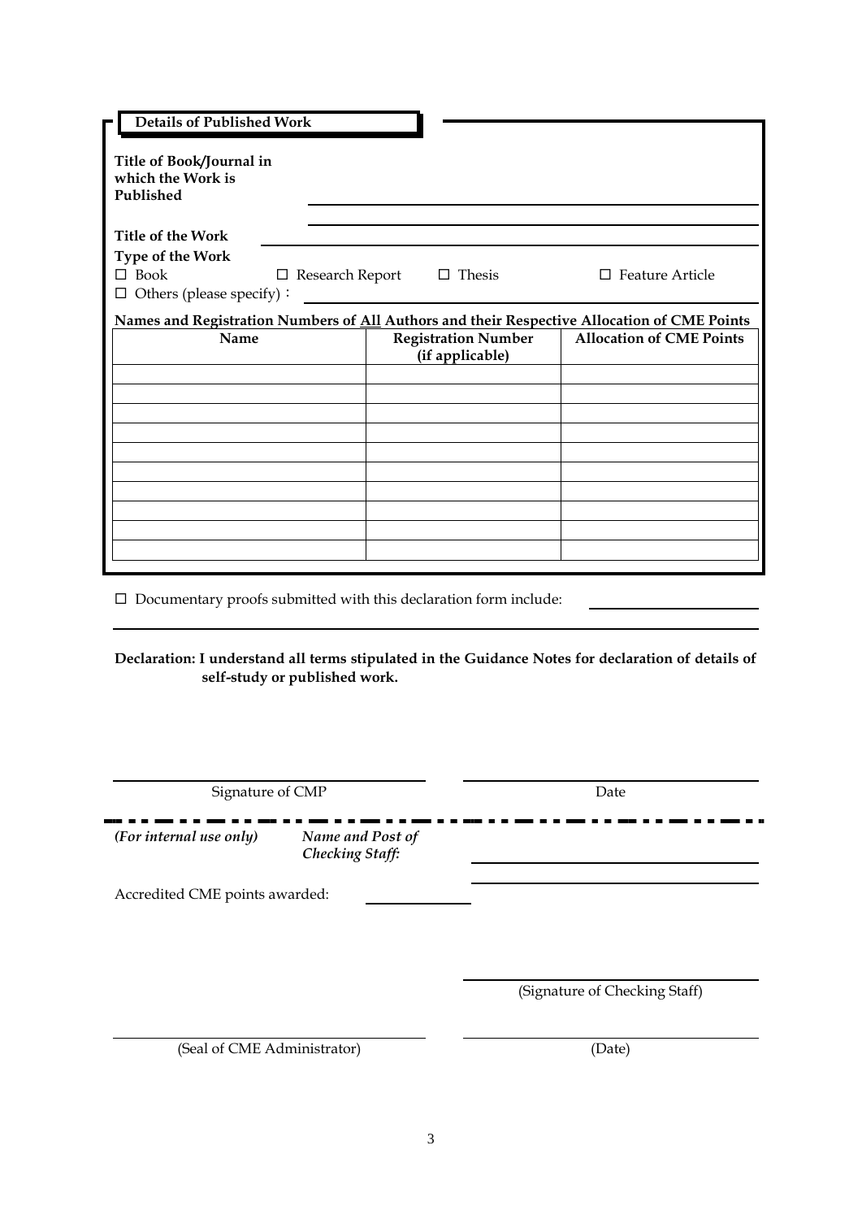## Details of Published Work

**Title of Book/Journal in which the Work is Published** \_\_\_\_\_\_\_\_\_\_\_\_\_\_\_\_\_\_\_\_\_\_\_\_\_\_\_\_\_\_\_\_

**Title of the Work** \_\_\_\_\_\_\_\_\_\_\_\_\_\_\_\_\_\_\_\_\_\_\_\_\_\_\_\_\_\_\_\_

**Type of the Work**

☐ Book ☐ Research Report ☐ Thesis ☐ Feature Article

☐ Others (please specify)： \_\_\_\_\_\_\_\_\_\_\_\_\_\_\_\_\_\_\_\_\_\_\_\_\_\_\_\_\_\_\_\_

**Names and Registration Numbers of All Authors and their Respective Allocation of CME Points**

| Name | Registration Number (if applicable) | Allocation of CME Points |
|---|---|---|
| | | |
| | | |
| | | |
| | | |
| | | |
| | | |
| | | |
| | | |
| | | |
| | | |

☐ Documentary proofs submitted with this declaration form include: \_\_\_\_\_\_\_\_\_\_\_\_\_\_\_\_\_\_\_\_\_\_\_\_\_\_\_\_\_\_\_\_

**Declaration: I understand all terms stipulated in the Guidance Notes for declaration of details of self-study or published work.**

\_\_\_\_\_\_\_\_\_\_\_\_\_\_\_\_\_\_\_\_\_\_\_\_\_\_\_\_\_\_\_\_ \_\_\_\_\_\_\_\_\_\_\_\_\_\_\_\_\_\_\_\_\_\_\_\_\_\_\_\_\_\_\_\_

Signature of CMP Date

---

*(For internal use only)* *Name and Post of Checking Staff:* \_\_\_\_\_\_\_\_\_\_\_\_\_\_\_\_\_\_\_\_\_\_\_\_\_\_\_\_\_\_\_\_

Accredited CME points awarded: \_\_\_\_\_\_\_\_\_\_\_\_\_\_\_\_

\_\_\_\_\_\_\_\_\_\_\_\_\_\_\_\_\_\_\_\_\_\_\_\_\_\_\_\_\_\_\_\_

(Signature of Checking Staff)

\_\_\_\_\_\_\_\_\_\_\_\_\_\_\_\_\_\_\_\_\_\_\_\_\_\_\_\_\_\_\_\_ \_\_\_\_\_\_\_\_\_\_\_\_\_\_\_\_\_\_\_\_\_\_\_\_\_\_\_\_\_\_\_\_

(Seal of CME Administrator) (Date)